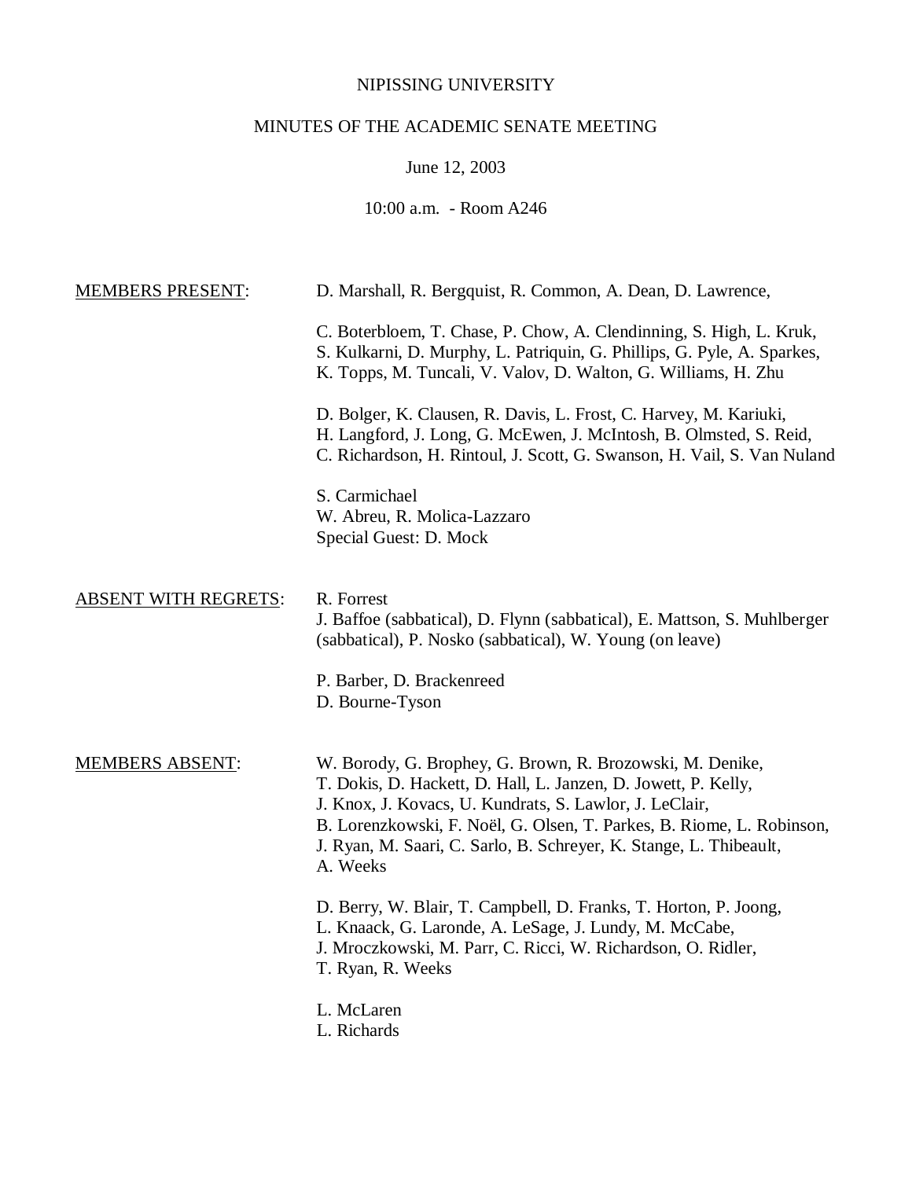NIPISSING UNIVERSITY

MINUTES OF THE ACADEMIC SENATE MEETING

June 12, 2003

10:00 a.m. - Room A246

<u>MEMBERS PRESENT</u>:

D. Marshall, R. Bergquist, R. Common, A. Dean, D. Lawrence,

C. Boterbloem, T. Chase, P. Chow, A. Clendinning, S. High, L. Kruk, S. Kulkarni, D. Murphy, L. Patriquin, G. Phillips, G. Pyle, A. Sparkes, K. Topps, M. Tuncali, V. Valov, D. Walton, G. Williams, H. Zhu

D. Bolger, K. Clausen, R. Davis, L. Frost, C. Harvey, M. Kariuki, H. Langford, J. Long, G. McEwen, J. McIntosh, B. Olmsted, S. Reid, C. Richardson, H. Rintoul, J. Scott, G. Swanson, H. Vail, S. Van Nuland

S. Carmichael
W. Abreu, R. Molica-Lazzaro
Special Guest: D. Mock

<u>ABSENT WITH REGRETS</u>:

R. Forrest
J. Baffoe (sabbatical), D. Flynn (sabbatical), E. Mattson, S. Muhlberger (sabbatical), P. Nosko (sabbatical), W. Young (on leave)

P. Barber, D. Brackenreed
D. Bourne-Tyson

<u>MEMBERS ABSENT</u>:

W. Borody, G. Brophey, G. Brown, R. Brozowski, M. Denike, T. Dokis, D. Hackett, D. Hall, L. Janzen, D. Jowett, P. Kelly, J. Knox, J. Kovacs, U. Kundrats, S. Lawlor, J. LeClair, B. Lorenzkowski, F. Noël, G. Olsen, T. Parkes, B. Riome, L. Robinson, J. Ryan, M. Saari, C. Sarlo, B. Schreyer, K. Stange, L. Thibeault, A. Weeks

D. Berry, W. Blair, T. Campbell, D. Franks, T. Horton, P. Joong, L. Knaack, G. Laronde, A. LeSage, J. Lundy, M. McCabe, J. Mroczkowski, M. Parr, C. Ricci, W. Richardson, O. Ridler, T. Ryan, R. Weeks

L. McLaren
L. Richards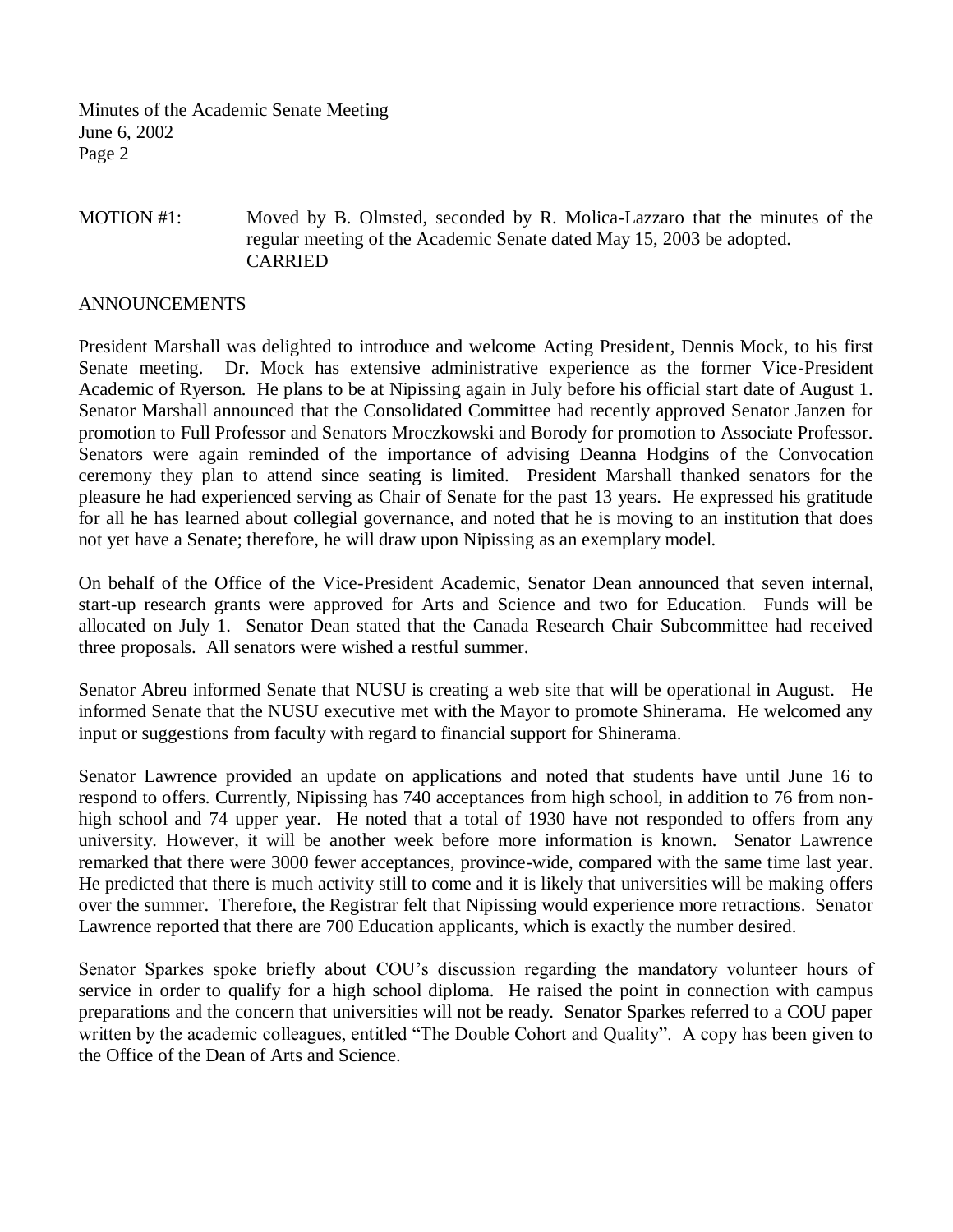MOTION #1: Moved by B. Olmsted, seconded by R. Molica-Lazzaro that the minutes of the regular meeting of the Academic Senate dated May 15, 2003 be adopted.
CARRIED

## ANNOUNCEMENTS

President Marshall was delighted to introduce and welcome Acting President, Dennis Mock, to his first Senate meeting. Dr. Mock has extensive administrative experience as the former Vice-President Academic of Ryerson. He plans to be at Nipissing again in July before his official start date of August 1. Senator Marshall announced that the Consolidated Committee had recently approved Senator Janzen for promotion to Full Professor and Senators Mroczkowski and Borody for promotion to Associate Professor. Senators were again reminded of the importance of advising Deanna Hodgins of the Convocation ceremony they plan to attend since seating is limited. President Marshall thanked senators for the pleasure he had experienced serving as Chair of Senate for the past 13 years. He expressed his gratitude for all he has learned about collegial governance, and noted that he is moving to an institution that does not yet have a Senate; therefore, he will draw upon Nipissing as an exemplary model.

On behalf of the Office of the Vice-President Academic, Senator Dean announced that seven internal, start-up research grants were approved for Arts and Science and two for Education. Funds will be allocated on July 1. Senator Dean stated that the Canada Research Chair Subcommittee had received three proposals. All senators were wished a restful summer.

Senator Abreu informed Senate that NUSU is creating a web site that will be operational in August. He informed Senate that the NUSU executive met with the Mayor to promote Shinerama. He welcomed any input or suggestions from faculty with regard to financial support for Shinerama.

Senator Lawrence provided an update on applications and noted that students have until June 16 to respond to offers. Currently, Nipissing has 740 acceptances from high school, in addition to 76 from non-high school and 74 upper year. He noted that a total of 1930 have not responded to offers from any university. However, it will be another week before more information is known. Senator Lawrence remarked that there were 3000 fewer acceptances, province-wide, compared with the same time last year. He predicted that there is much activity still to come and it is likely that universities will be making offers over the summer. Therefore, the Registrar felt that Nipissing would experience more retractions. Senator Lawrence reported that there are 700 Education applicants, which is exactly the number desired.

Senator Sparkes spoke briefly about COU's discussion regarding the mandatory volunteer hours of service in order to qualify for a high school diploma. He raised the point in connection with campus preparations and the concern that universities will not be ready. Senator Sparkes referred to a COU paper written by the academic colleagues, entitled "The Double Cohort and Quality". A copy has been given to the Office of the Dean of Arts and Science.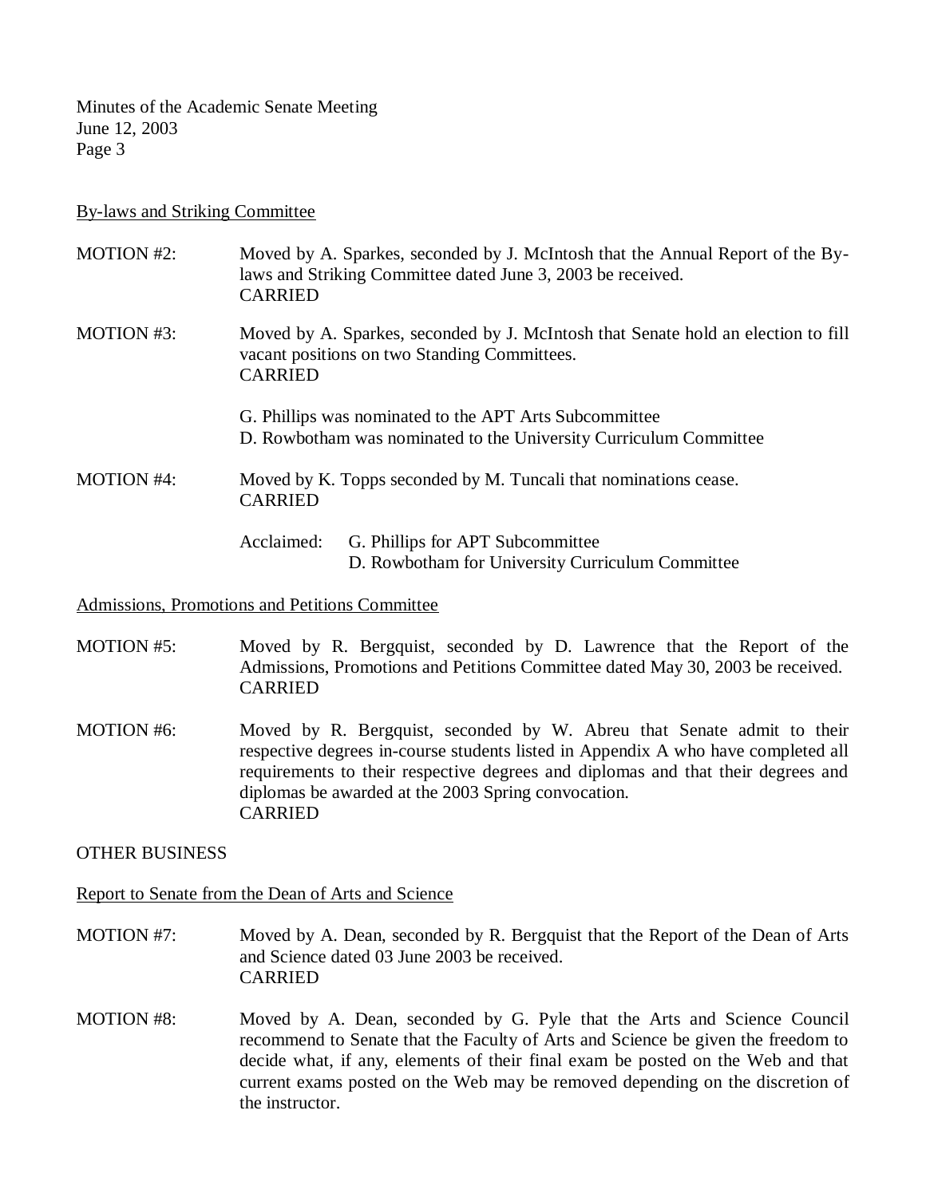## By-laws and Striking Committee

MOTION #2: Moved by A. Sparkes, seconded by J. McIntosh that the Annual Report of the By-laws and Striking Committee dated June 3, 2003 be received.
CARRIED

MOTION #3: Moved by A. Sparkes, seconded by J. McIntosh that Senate hold an election to fill vacant positions on two Standing Committees.
CARRIED

G. Phillips was nominated to the APT Arts Subcommittee
D. Rowbotham was nominated to the University Curriculum Committee

MOTION #4: Moved by K. Topps seconded by M. Tuncali that nominations cease.
CARRIED

Acclaimed: G. Phillips for APT Subcommittee
D. Rowbotham for University Curriculum Committee

## Admissions, Promotions and Petitions Committee

MOTION #5: Moved by R. Bergquist, seconded by D. Lawrence that the Report of the Admissions, Promotions and Petitions Committee dated May 30, 2003 be received.
CARRIED

MOTION #6: Moved by R. Bergquist, seconded by W. Abreu that Senate admit to their respective degrees in-course students listed in Appendix A who have completed all requirements to their respective degrees and diplomas and that their degrees and diplomas be awarded at the 2003 Spring convocation.
CARRIED

## OTHER BUSINESS

## Report to Senate from the Dean of Arts and Science

MOTION #7: Moved by A. Dean, seconded by R. Bergquist that the Report of the Dean of Arts and Science dated 03 June 2003 be received.
CARRIED

MOTION #8: Moved by A. Dean, seconded by G. Pyle that the Arts and Science Council recommend to Senate that the Faculty of Arts and Science be given the freedom to decide what, if any, elements of their final exam be posted on the Web and that current exams posted on the Web may be removed depending on the discretion of the instructor.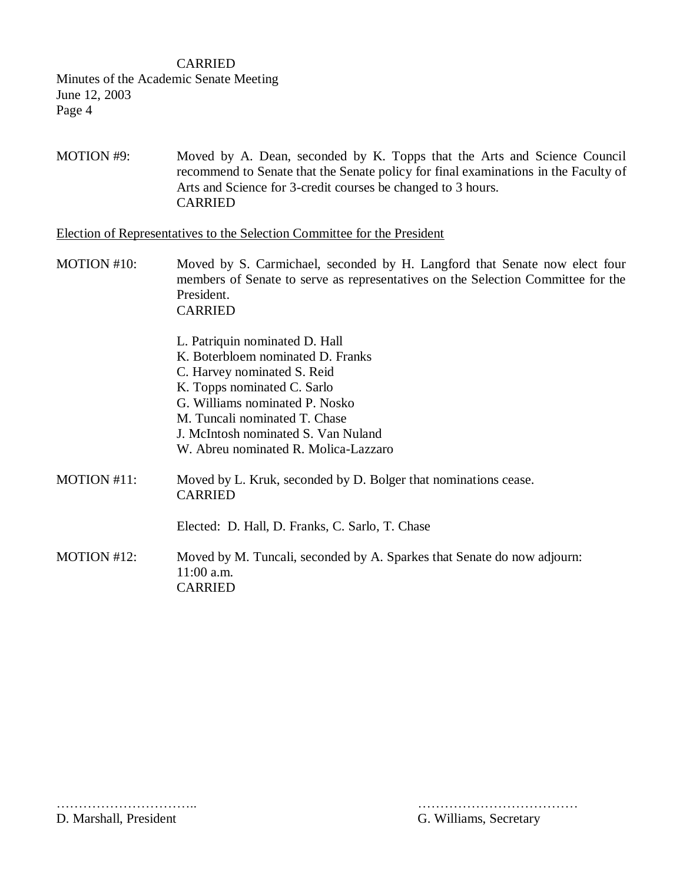CARRIED

Minutes of the Academic Senate Meeting
June 12, 2003

MOTION #9: Moved by A. Dean, seconded by K. Topps that the Arts and Science Council recommend to Senate that the Senate policy for final examinations in the Faculty of Arts and Science for 3-credit courses be changed to 3 hours.
CARRIED

Election of Representatives to the Selection Committee for the President

MOTION #10: Moved by S. Carmichael, seconded by H. Langford that Senate now elect four members of Senate to serve as representatives on the Selection Committee for the President.
CARRIED

L. Patriquin nominated D. Hall
K. Boterbloem nominated D. Franks
C. Harvey nominated S. Reid
K. Topps nominated C. Sarlo
G. Williams nominated P. Nosko
M. Tuncali nominated T. Chase
J. McIntosh nominated S. Van Nuland
W. Abreu nominated R. Molica-Lazzaro

MOTION #11: Moved by L. Kruk, seconded by D. Bolger that nominations cease.
CARRIED

Elected: D. Hall, D. Franks, C. Sarlo, T. Chase

MOTION #12: Moved by M. Tuncali, seconded by A. Sparkes that Senate do now adjourn: 11:00 a.m.
CARRIED

…………………………..
D. Marshall, President

………………………………
G. Williams, Secretary